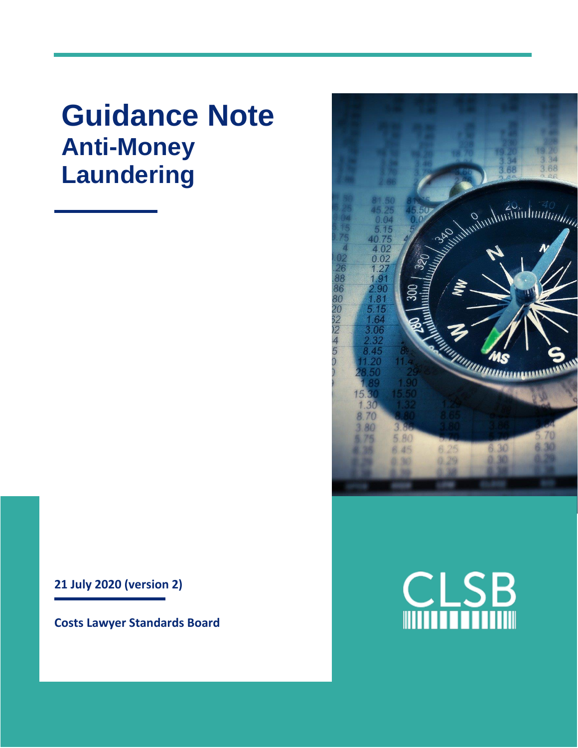# Guidance Note

## Anti-Money Laundering

**21 July 2020 (version 2)**

**Costs Lawyer Standards Board**

CLSB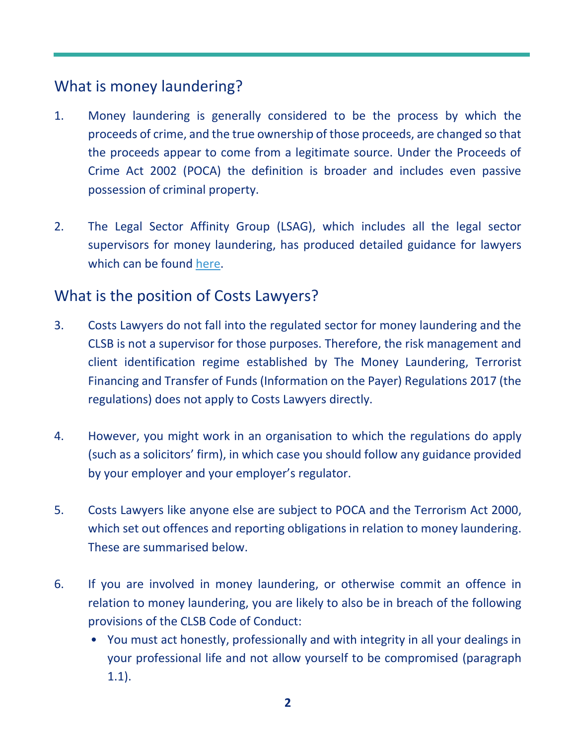## What is money laundering?

1. Money laundering is generally considered to be the process by which the proceeds of crime, and the true ownership of those proceeds, are changed so that the proceeds appear to come from a legitimate source. Under the Proceeds of Crime Act 2002 (POCA) the definition is broader and includes even passive possession of criminal property.

2. The Legal Sector Affinity Group (LSAG), which includes all the legal sector supervisors for money laundering, has produced detailed guidance for lawyers which can be found here.

## What is the position of Costs Lawyers?

3. Costs Lawyers do not fall into the regulated sector for money laundering and the CLSB is not a supervisor for those purposes. Therefore, the risk management and client identification regime established by The Money Laundering, Terrorist Financing and Transfer of Funds (Information on the Payer) Regulations 2017 (the regulations) does not apply to Costs Lawyers directly.

4. However, you might work in an organisation to which the regulations do apply (such as a solicitors' firm), in which case you should follow any guidance provided by your employer and your employer's regulator.

5. Costs Lawyers like anyone else are subject to POCA and the Terrorism Act 2000, which set out offences and reporting obligations in relation to money laundering. These are summarised below.

6. If you are involved in money laundering, or otherwise commit an offence in relation to money laundering, you are likely to also be in breach of the following provisions of the CLSB Code of Conduct:
   - You must act honestly, professionally and with integrity in all your dealings in your professional life and not allow yourself to be compromised (paragraph 1.1).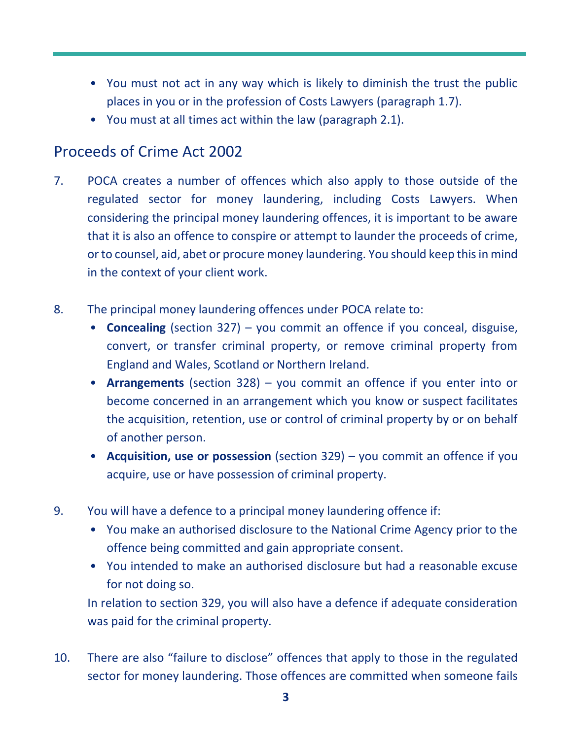- You must not act in any way which is likely to diminish the trust the public places in you or in the profession of Costs Lawyers (paragraph 1.7).
- You must at all times act within the law (paragraph 2.1).

## Proceeds of Crime Act 2002

7. POCA creates a number of offences which also apply to those outside of the regulated sector for money laundering, including Costs Lawyers. When considering the principal money laundering offences, it is important to be aware that it is also an offence to conspire or attempt to launder the proceeds of crime, or to counsel, aid, abet or procure money laundering. You should keep this in mind in the context of your client work.

8. The principal money laundering offences under POCA relate to:
   - **Concealing** (section 327) – you commit an offence if you conceal, disguise, convert, or transfer criminal property, or remove criminal property from England and Wales, Scotland or Northern Ireland.
   - **Arrangements** (section 328) – you commit an offence if you enter into or become concerned in an arrangement which you know or suspect facilitates the acquisition, retention, use or control of criminal property by or on behalf of another person.
   - **Acquisition, use or possession** (section 329) – you commit an offence if you acquire, use or have possession of criminal property.

9. You will have a defence to a principal money laundering offence if:
   - You make an authorised disclosure to the National Crime Agency prior to the offence being committed and gain appropriate consent.
   - You intended to make an authorised disclosure but had a reasonable excuse for not doing so.

   In relation to section 329, you will also have a defence if adequate consideration was paid for the criminal property.

10. There are also "failure to disclose" offences that apply to those in the regulated sector for money laundering. Those offences are committed when someone fails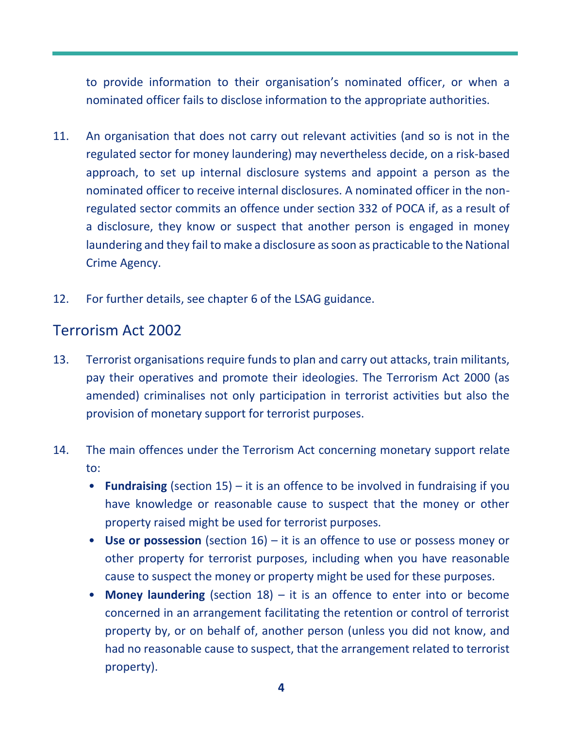to provide information to their organisation's nominated officer, or when a nominated officer fails to disclose information to the appropriate authorities.

11. An organisation that does not carry out relevant activities (and so is not in the regulated sector for money laundering) may nevertheless decide, on a risk-based approach, to set up internal disclosure systems and appoint a person as the nominated officer to receive internal disclosures. A nominated officer in the non-regulated sector commits an offence under section 332 of POCA if, as a result of a disclosure, they know or suspect that another person is engaged in money laundering and they fail to make a disclosure as soon as practicable to the National Crime Agency.

12. For further details, see chapter 6 of the LSAG guidance.

## Terrorism Act 2002

13. Terrorist organisations require funds to plan and carry out attacks, train militants, pay their operatives and promote their ideologies. The Terrorism Act 2000 (as amended) criminalises not only participation in terrorist activities but also the provision of monetary support for terrorist purposes.

14. The main offences under the Terrorism Act concerning monetary support relate to:
    - **Fundraising** (section 15) – it is an offence to be involved in fundraising if you have knowledge or reasonable cause to suspect that the money or other property raised might be used for terrorist purposes.
    - **Use or possession** (section 16) – it is an offence to use or possess money or other property for terrorist purposes, including when you have reasonable cause to suspect the money or property might be used for these purposes.
    - **Money laundering** (section 18) – it is an offence to enter into or become concerned in an arrangement facilitating the retention or control of terrorist property by, or on behalf of, another person (unless you did not know, and had no reasonable cause to suspect, that the arrangement related to terrorist property).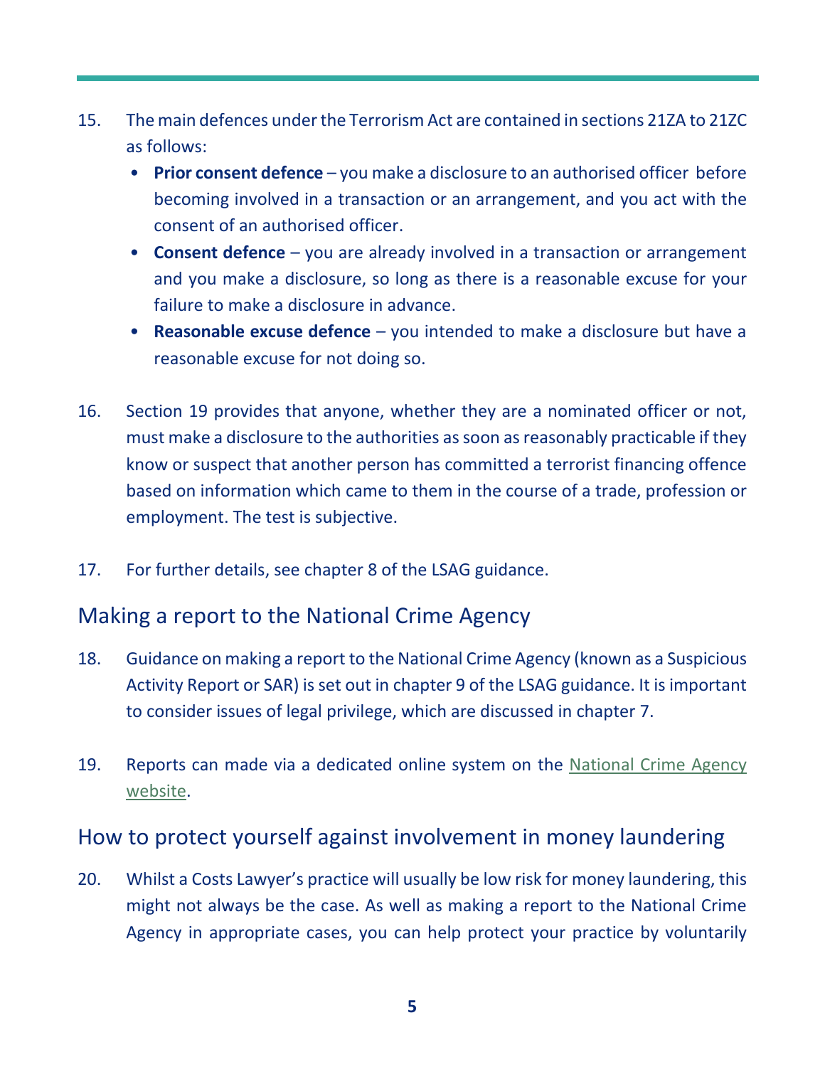15. The main defences under the Terrorism Act are contained in sections 21ZA to 21ZC as follows:
    - **Prior consent defence** – you make a disclosure to an authorised officer before becoming involved in a transaction or an arrangement, and you act with the consent of an authorised officer.
    - **Consent defence** – you are already involved in a transaction or arrangement and you make a disclosure, so long as there is a reasonable excuse for your failure to make a disclosure in advance.
    - **Reasonable excuse defence** – you intended to make a disclosure but have a reasonable excuse for not doing so.

16. Section 19 provides that anyone, whether they are a nominated officer or not, must make a disclosure to the authorities as soon as reasonably practicable if they know or suspect that another person has committed a terrorist financing offence based on information which came to them in the course of a trade, profession or employment. The test is subjective.

17. For further details, see chapter 8 of the LSAG guidance.

## Making a report to the National Crime Agency

18. Guidance on making a report to the National Crime Agency (known as a Suspicious Activity Report or SAR) is set out in chapter 9 of the LSAG guidance. It is important to consider issues of legal privilege, which are discussed in chapter 7.

19. Reports can made via a dedicated online system on the National Crime Agency website.

## How to protect yourself against involvement in money laundering

20. Whilst a Costs Lawyer's practice will usually be low risk for money laundering, this might not always be the case. As well as making a report to the National Crime Agency in appropriate cases, you can help protect your practice by voluntarily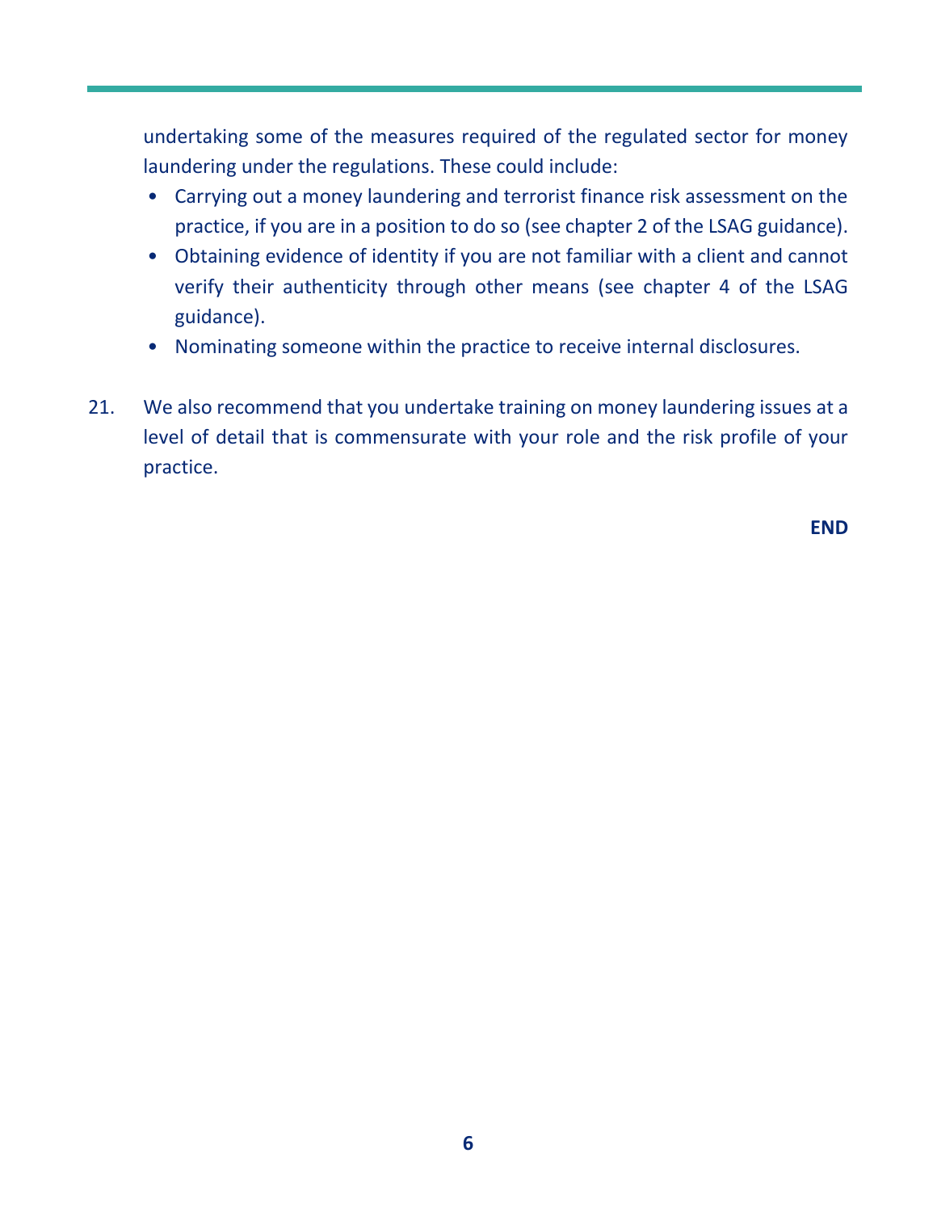undertaking some of the measures required of the regulated sector for money laundering under the regulations. These could include:

- Carrying out a money laundering and terrorist finance risk assessment on the practice, if you are in a position to do so (see chapter 2 of the LSAG guidance).
- Obtaining evidence of identity if you are not familiar with a client and cannot verify their authenticity through other means (see chapter 4 of the LSAG guidance).
- Nominating someone within the practice to receive internal disclosures.

21. We also recommend that you undertake training on money laundering issues at a level of detail that is commensurate with your role and the risk profile of your practice.

**END**